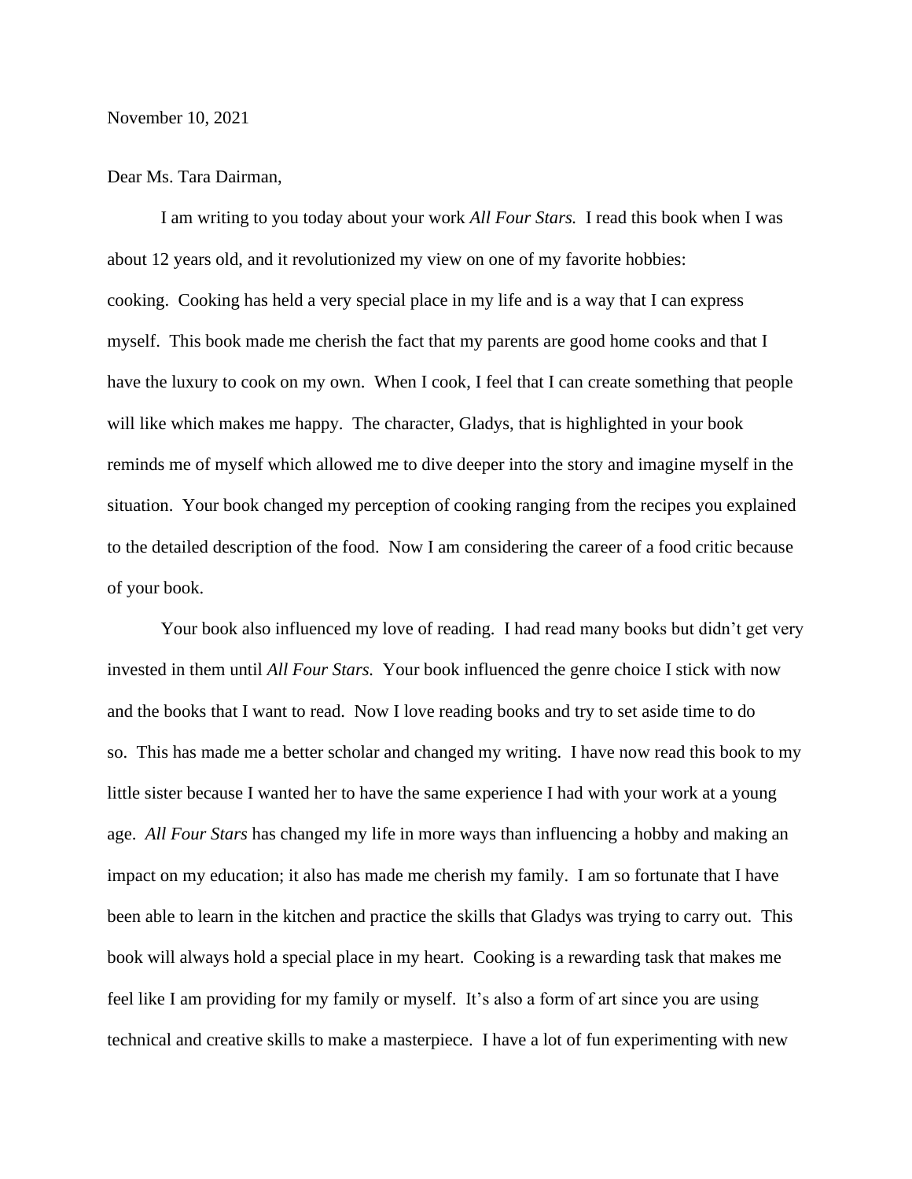November 10, 2021

Dear Ms. Tara Dairman,

I am writing to you today about your work *All Four Stars.* I read this book when I was about 12 years old, and it revolutionized my view on one of my favorite hobbies: cooking. Cooking has held a very special place in my life and is a way that I can express myself. This book made me cherish the fact that my parents are good home cooks and that I have the luxury to cook on my own. When I cook, I feel that I can create something that people will like which makes me happy. The character, Gladys, that is highlighted in your book reminds me of myself which allowed me to dive deeper into the story and imagine myself in the situation. Your book changed my perception of cooking ranging from the recipes you explained to the detailed description of the food. Now I am considering the career of a food critic because of your book.

Your book also influenced my love of reading. I had read many books but didn't get very invested in them until *All Four Stars.* Your book influenced the genre choice I stick with now and the books that I want to read. Now I love reading books and try to set aside time to do so. This has made me a better scholar and changed my writing. I have now read this book to my little sister because I wanted her to have the same experience I had with your work at a young age. *All Four Stars* has changed my life in more ways than influencing a hobby and making an impact on my education; it also has made me cherish my family. I am so fortunate that I have been able to learn in the kitchen and practice the skills that Gladys was trying to carry out. This book will always hold a special place in my heart. Cooking is a rewarding task that makes me feel like I am providing for my family or myself. It's also a form of art since you are using technical and creative skills to make a masterpiece. I have a lot of fun experimenting with new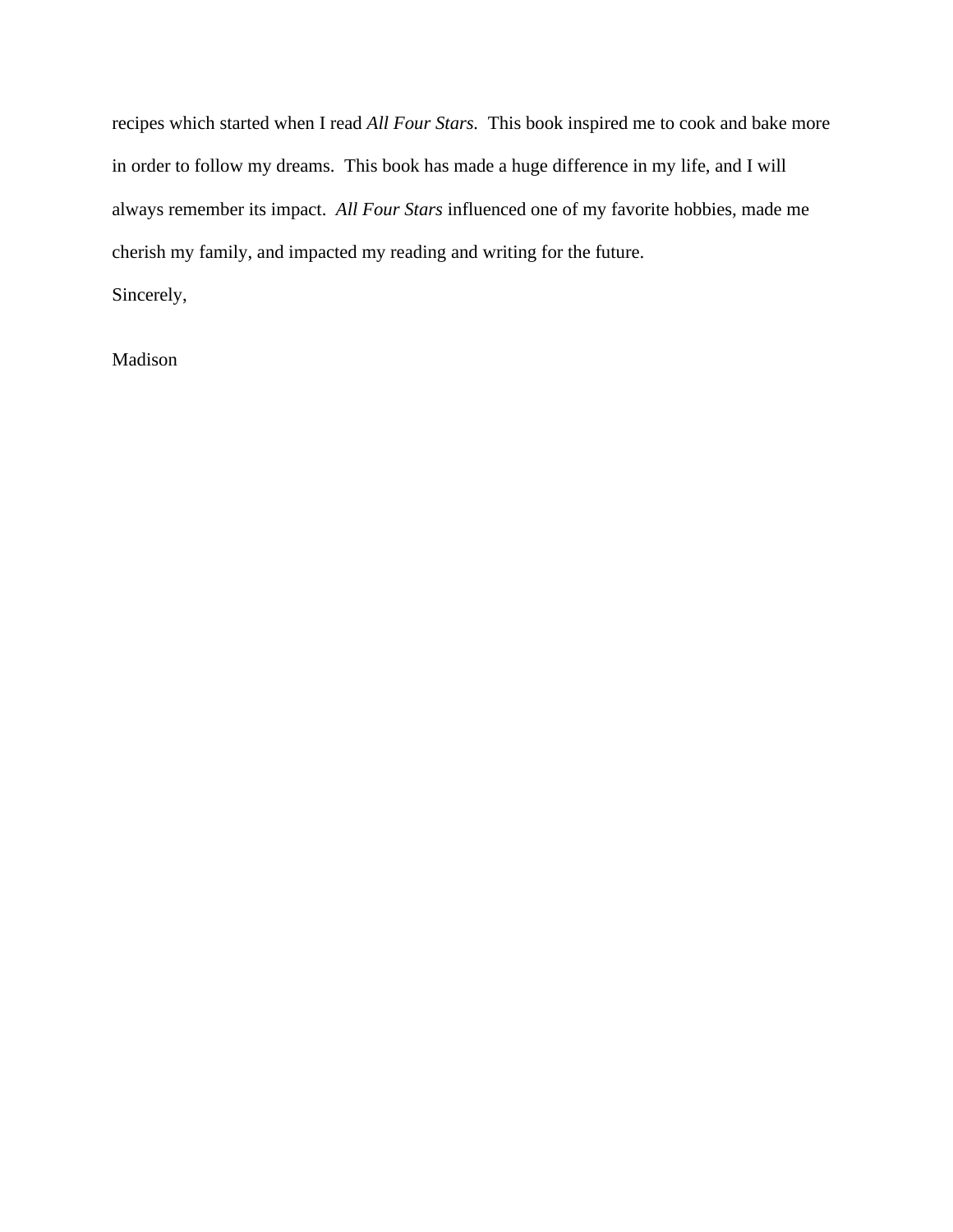recipes which started when I read *All Four Stars.* This book inspired me to cook and bake more in order to follow my dreams. This book has made a huge difference in my life, and I will always remember its impact. *All Four Stars* influenced one of my favorite hobbies, made me cherish my family, and impacted my reading and writing for the future.

Sincerely,

Madison